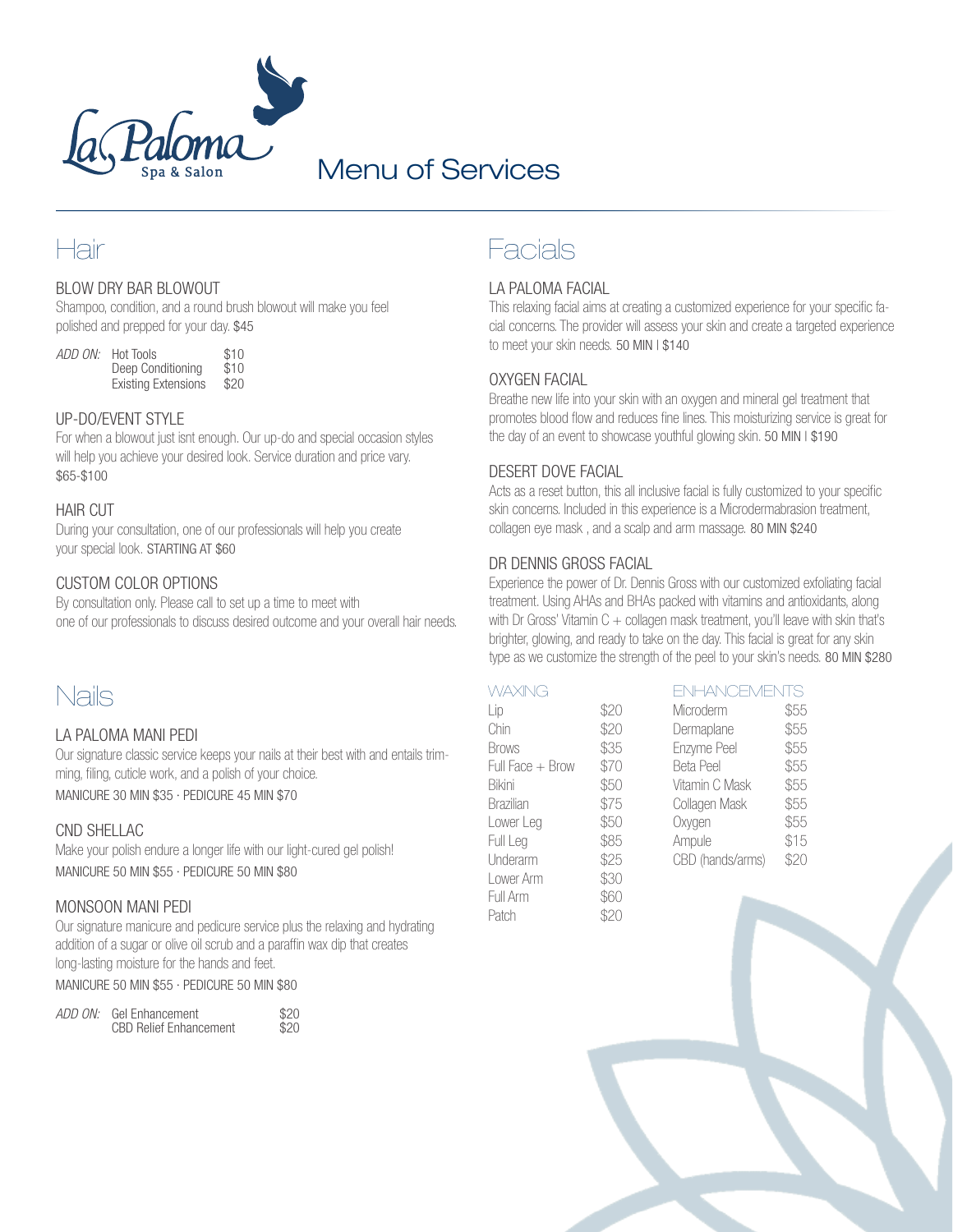# La Paloma Spa & Salon

# Menu of Services

## Hair

### BLOW DRY BAR BLOWOUT

Shampoo, condition, and a round brush blowout will make you feel polished and prepped for your day. $45

| *ADD ON:* | | |
|---|---|---|
| | Hot Tools | $10 |
| | Deep Conditioning | $10 |
| | Existing Extensions | $20 |

### UP-DO/EVENT STYLE

For when a blowout just isnt enough. Our up-do and special occasion styles will help you achieve your desired look. Service duration and price vary. $65-$100

### HAIR CUT

During your consultation, one of our professionals will help you create your special look. STARTING AT $60

### CUSTOM COLOR OPTIONS

By consultation only. Please call to set up a time to meet with one of our professionals to discuss desired outcome and your overall hair needs.

## Nails

### LA PALOMA MANI PEDI

Our signature classic service keeps your nails at their best with and entails trimming, filing, cuticle work, and a polish of your choice.

MANICURE 30 MIN $35 · PEDICURE 45 MIN $70

### CND SHELLAC

Make your polish endure a longer life with our light-cured gel polish!

MANICURE 50 MIN $55 · PEDICURE 50 MIN $80

### MONSOON MANI PEDI

Our signature manicure and pedicure service plus the relaxing and hydrating addition of a sugar or olive oil scrub and a paraffin wax dip that creates long-lasting moisture for the hands and feet.

MANICURE 50 MIN $55 · PEDICURE 50 MIN $80

| *ADD ON:* | | |
|---|---|---|
| | Gel Enhancement | $20 |
| | CBD Relief Enhancement | $20 |

## Facials

### LA PALOMA FACIAL

This relaxing facial aims at creating a customized experience for your specific facial concerns. The provider will assess your skin and create a targeted experience to meet your skin needs. 50 MIN | $140

### OXYGEN FACIAL

Breathe new life into your skin with an oxygen and mineral gel treatment that promotes blood flow and reduces fine lines. This moisturizing service is great for the day of an event to showcase youthful glowing skin. 50 MIN | $190

### DESERT DOVE FACIAL

Acts as a reset button, this all inclusive facial is fully customized to your specific skin concerns. Included in this experience is a Microdermabrasion treatment, collagen eye mask , and a scalp and arm massage. 80 MIN $240

### DR DENNIS GROSS FACIAL

Experience the power of Dr. Dennis Gross with our customized exfoliating facial treatment. Using AHAs and BHAs packed with vitamins and antioxidants, along with Dr Gross' Vitamin C + collagen mask treatment, you'll leave with skin that's brighter, glowing, and ready to take on the day. This facial is great for any skin type as we customize the strength of the peel to your skin's needs. 80 MIN $280

### WAXING

| Service | Price |
|---|---|
| Lip | $20 |
| Chin | $20 |
| Brows | $35 |
| Full Face + Brow | $70 |
| Bikini | $50 |
| Brazilian | $75 |
| Lower Leg | $50 |
| Full Leg | $85 |
| Underarm | $25 |
| Lower Arm | $30 |
| Full Arm | $60 |
| Patch | $20 |

### ENHANCEMENTS

| Service | Price |
|---|---|
| Microderm | $55 |
| Dermaplane | $55 |
| Enzyme Peel | $55 |
| Beta Peel | $55 |
| Vitamin C Mask | $55 |
| Collagen Mask | $55 |
| Oxygen | $55 |
| Ampule | $15 |
| CBD (hands/arms) | $20 |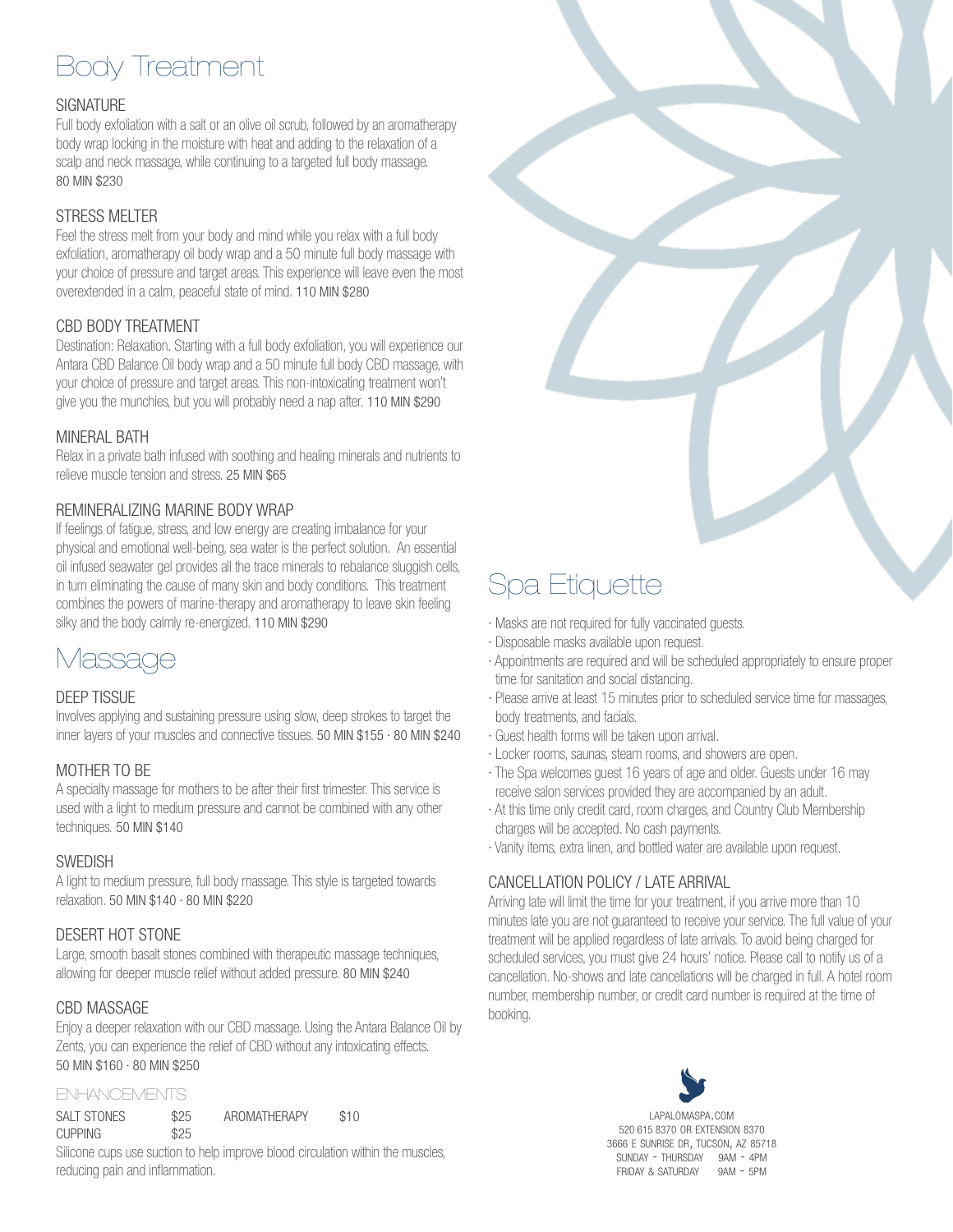# Body Treatment

### SIGNATURE

Full body exfoliation with a salt or an olive oil scrub, followed by an aromatherapy body wrap locking in the moisture with heat and adding to the relaxation of a scalp and neck massage, while continuing to a targeted full body massage.
80 MIN $230

### STRESS MELTER

Feel the stress melt from your body and mind while you relax with a full body exfoliation, aromatherapy oil body wrap and a 50 minute full body massage with your choice of pressure and target areas. This experience will leave even the most overextended in a calm, peaceful state of mind. 110 MIN $280

### CBD BODY TREATMENT

Destination: Relaxation. Starting with a full body exfoliation, you will experience our Antara CBD Balance Oil body wrap and a 50 minute full body CBD massage, with your choice of pressure and target areas. This non-intoxicating treatment won't give you the munchies, but you will probably need a nap after. 110 MIN $290

### MINERAL BATH

Relax in a private bath infused with soothing and healing minerals and nutrients to relieve muscle tension and stress. 25 MIN $65

### REMINERALIZING MARINE BODY WRAP

If feelings of fatigue, stress, and low energy are creating imbalance for your physical and emotional well-being, sea water is the perfect solution. An essential oil infused seawater gel provides all the trace minerals to rebalance sluggish cells, in turn eliminating the cause of many skin and body conditions. This treatment combines the powers of marine-therapy and aromatherapy to leave skin feeling silky and the body calmly re-energized. 110 MIN $290

# Massage

### DEEP TISSUE

Involves applying and sustaining pressure using slow, deep strokes to target the inner layers of your muscles and connective tissues. 50 MIN $155 · 80 MIN $240

### MOTHER TO BE

A specialty massage for mothers to be after their first trimester. This service is used with a light to medium pressure and cannot be combined with any other techniques. 50 MIN $140

### SWEDISH

A light to medium pressure, full body massage. This style is targeted towards relaxation. 50 MIN $140 · 80 MIN $220

### DESERT HOT STONE

Large, smooth basalt stones combined with therapeutic massage techniques, allowing for deeper muscle relief without added pressure. 80 MIN $240

### CBD MASSAGE

Enjoy a deeper relaxation with our CBD massage. Using the Antara Balance Oil by Zents, you can experience the relief of CBD without any intoxicating effects.
50 MIN $160 · 80 MIN $250

### ENHANCEMENTS

| | | | |
|---|---|---|---|
| SALT STONES | $25 | AROMATHERAPY | $10 |
| CUPPING | $25 | | |

Silicone cups use suction to help improve blood circulation within the muscles, reducing pain and inflammation.

# Spa Etiquette

- Masks are not required for fully vaccinated guests.
- Disposable masks available upon request.
- Appointments are required and will be scheduled appropriately to ensure proper time for sanitation and social distancing.
- Please arrive at least 15 minutes prior to scheduled service time for massages, body treatments, and facials.
- Guest health forms will be taken upon arrival.
- Locker rooms, saunas, steam rooms, and showers are open.
- The Spa welcomes guest 16 years of age and older. Guests under 16 may receive salon services provided they are accompanied by an adult.
- At this time only credit card, room charges, and Country Club Membership charges will be accepted. No cash payments.
- Vanity items, extra linen, and bottled water are available upon request.

### CANCELLATION POLICY / LATE ARRIVAL

Arriving late will limit the time for your treatment, if you arrive more than 10 minutes late you are not guaranteed to receive your service. The full value of your treatment will be applied regardless of late arrivals. To avoid being charged for scheduled services, you must give 24 hours' notice. Please call to notify us of a cancellation. No-shows and late cancellations will be charged in full. A hotel room number, membership number, or credit card number is required at the time of booking.

LAPALOMASPA.COM
520 615 8370 OR EXTENSION 8370
3666 E SUNRISE DR, TUCSON, AZ 85718
SUNDAY - THURSDAY 9AM - 4PM
FRIDAY & SATURDAY 9AM - 5PM